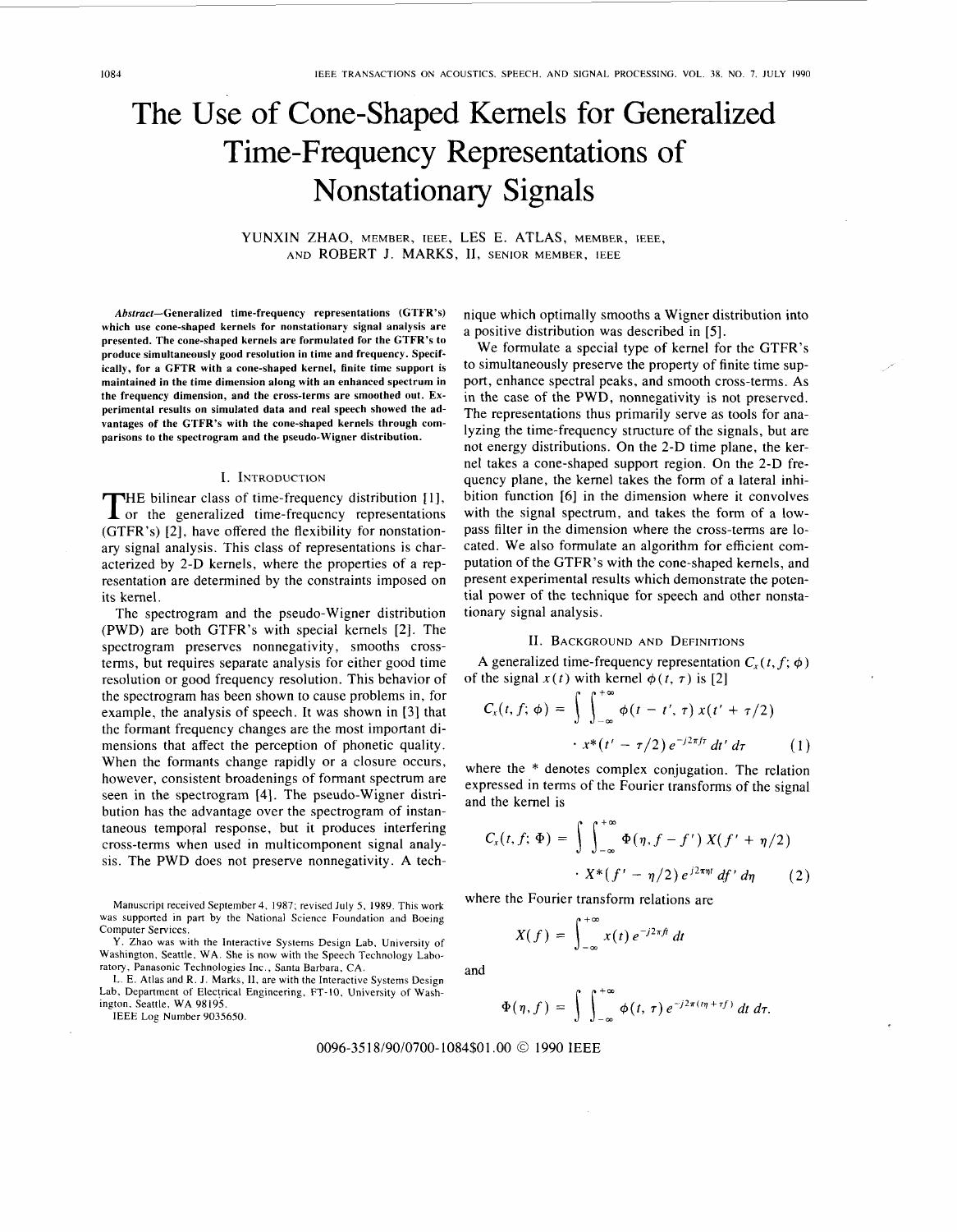# The Use of Cone-Shaped Kernels for Generalized Time-Frequency Representations of Nonstationary Signals

YUNXIN ZHAO, MEMBER, IEEE, LES E. ATLAS, MEMBER, IEEE, AND ROBERT J. MARKS, II, SENIOR MEMBER, IEEE

***Abstract*—Generalized time-frequency representations (GTFR's) which use cone-shaped kernels for nonstationary signal analysis are presented. The cone-shaped kernels are formulated for the GTFR's to produce simultaneously good resolution in time and frequency. Specifically, for a GFTR with a cone-shaped kernel, finite time support is maintained in the time dimension along with an enhanced spectrum in the frequency dimension, and the cross-terms are smoothed out. Experimental results on simulated data and real speech showed the advantages of the GTFR's with the cone-shaped kernels through comparisons to the spectrogram and the pseudo-Wigner distribution.**

## I. Introduction

The bilinear class of time-frequency distribution [1], or the generalized time-frequency representations (GTFR's) [2], have offered the flexibility for nonstationary signal analysis. This class of representations is characterized by 2-D kernels, where the properties of a representation are determined by the constraints imposed on its kernel.

The spectrogram and the pseudo-Wigner distribution (PWD) are both GTFR's with special kernels [2]. The spectrogram preserves nonnegativity, smooths cross-terms, but requires separate analysis for either good time resolution or good frequency resolution. This behavior of the spectrogram has been shown to cause problems in, for example, the analysis of speech. It was shown in [3] that the formant frequency changes are the most important dimensions that affect the perception of phonetic quality. When the formants change rapidly or a closure occurs, however, consistent broadenings of formant spectrum are seen in the spectrogram [4]. The pseudo-Wigner distribution has the advantage over the spectrogram of instantaneous temporal response, but it produces interfering cross-terms when used in multicomponent signal analysis. The PWD does not preserve nonnegativity. A technique which optimally smooths a Wigner distribution into a positive distribution was described in [5].

We formulate a special type of kernel for the GTFR's to simultaneously preserve the property of finite time support, enhance spectral peaks, and smooth cross-terms. As in the case of the PWD, nonnegativity is not preserved. The representations thus primarily serve as tools for analyzing the time-frequency structure of the signals, but are not energy distributions. On the 2-D time plane, the kernel takes a cone-shaped support region. On the 2-D frequency plane, the kernel takes the form of a lateral inhibition function [6] in the dimension where it convolves with the signal spectrum, and takes the form of a low-pass filter in the dimension where the cross-terms are located. We also formulate an algorithm for efficient computation of the GTFR's with the cone-shaped kernels, and present experimental results which demonstrate the potential power of the technique for speech and other nonstationary signal analysis.

## II. Background and Definitions

A generalized time-frequency representation $C_x(t, f; \phi)$ of the signal $x(t)$ with kernel $\phi(t, \tau)$ is [2]

$$C_x(t, f; \phi) = \int\int_{-\infty}^{+\infty} \phi(t - t', \tau)\, x(t' + \tau/2) \cdot x^*(t' - \tau/2)\, e^{-j2\pi f\tau}\, dt'\, d\tau \qquad (1)$$

where the * denotes complex conjugation. The relation expressed in terms of the Fourier transforms of the signal and the kernel is

$$C_x(t, f; \Phi) = \int\int_{-\infty}^{+\infty} \Phi(\eta, f - f')\, X(f' + \eta/2) \cdot X^*(f' - \eta/2)\, e^{j2\pi\eta t}\, df'\, d\eta \qquad (2)$$

where the Fourier transform relations are

$$X(f) = \int_{-\infty}^{+\infty} x(t)\, e^{-j2\pi ft}\, dt$$

and

$$\Phi(\eta, f) = \int\int_{-\infty}^{+\infty} \phi(t, \tau)\, e^{-j2\pi(t\eta + \tau f)}\, dt\, d\tau.$$

Manuscript received September 4, 1987; revised July 5, 1989. This work was supported in part by the National Science Foundation and Boeing Computer Services.

Y. Zhao was with the Interactive Systems Design Lab, University of Washington, Seattle, WA. She is now with the Speech Technology Laboratory, Panasonic Technologies Inc., Santa Barbara, CA.

L. E. Atlas and R. J. Marks, II, are with the Interactive Systems Design Lab, Department of Electrical Engineering, FT-10, University of Washington, Seattle, WA 98195.

IEEE Log Number 9035650.

0096-3518/90/0700-1084$01.00 © 1990 IEEE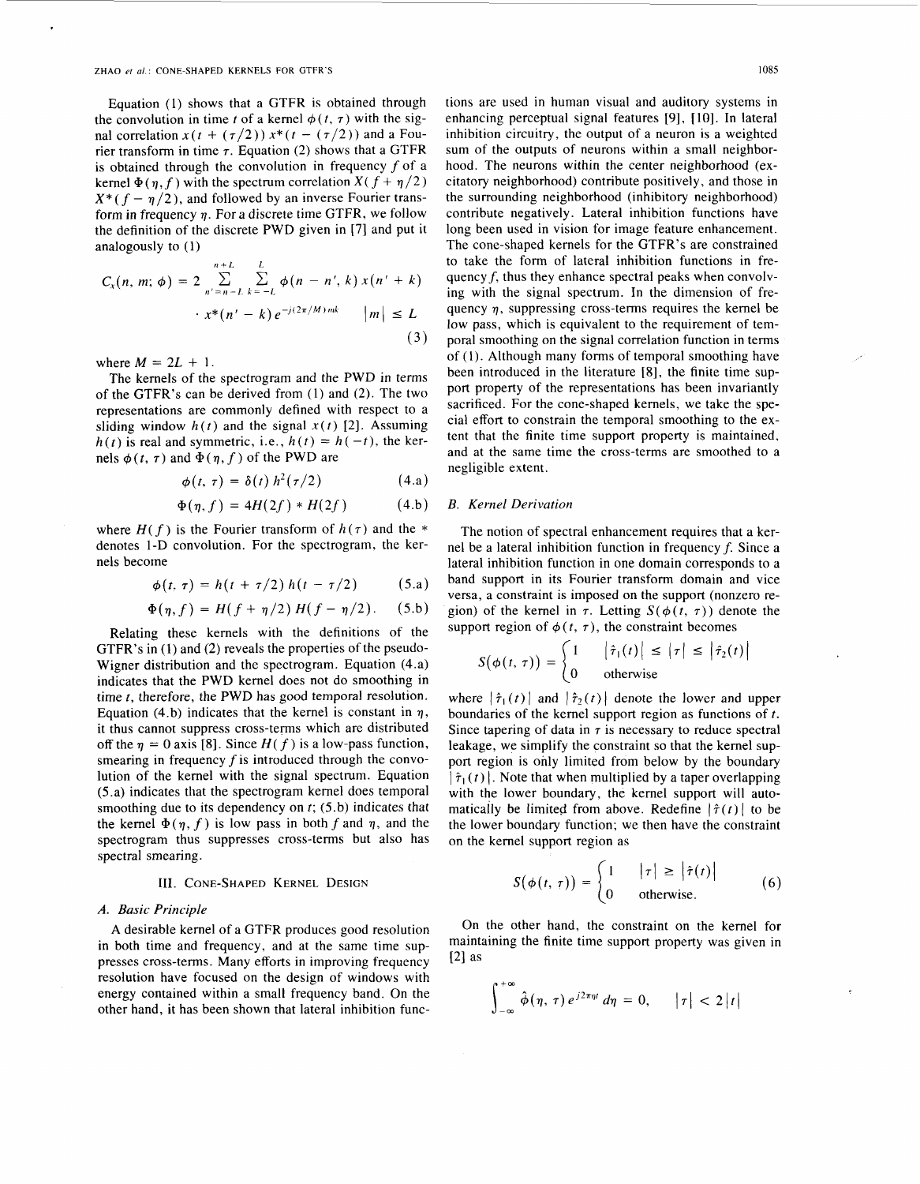Equation (1) shows that a GTFR is obtained through the convolution in time $t$ of a kernel $\phi(t, \tau)$ with the signal correlation $x(t + (\tau/2)) x^*(t - (\tau/2))$ and a Fourier transform in time $\tau$. Equation (2) shows that a GTFR is obtained through the convolution in frequency $f$ of a kernel $\Phi(\eta, f)$ with the spectrum correlation $X(f + \eta/2) X^*(f - \eta/2)$, and followed by an inverse Fourier transform in frequency $\eta$. For a discrete time GTFR, we follow the definition of the discrete PWD given in [7] and put it analogously to (1)

$$C_x(n, m; \phi) = 2 \sum_{n'=n-L}^{n+L} \sum_{k=-L}^{L} \phi(n - n', k)\, x(n' + k) \cdot x^*(n' - k)\, e^{-j(2\pi/M)mk} \qquad |m| \le L \tag{3}$$

where $M = 2L + 1$.

The kernels of the spectrogram and the PWD in terms of the GTFR's can be derived from (1) and (2). The two representations are commonly defined with respect to a sliding window $h(t)$ and the signal $x(t)$ [2]. Assuming $h(t)$ is real and symmetric, i.e., $h(t) = h(-t)$, the kernels $\phi(t, \tau)$ and $\Phi(\eta, f)$ of the PWD are

$$\phi(t, \tau) = \delta(t)\, h^2(\tau/2) \tag{4.a}$$

$$\Phi(\eta, f) = 4H(2f) * H(2f) \tag{4.b}$$

where $H(f)$ is the Fourier transform of $h(\tau)$ and the $*$ denotes 1-D convolution. For the spectrogram, the kernels become

$$\phi(t, \tau) = h(t + \tau/2)\, h(t - \tau/2) \tag{5.a}$$

$$\Phi(\eta, f) = H(f + \eta/2)\, H(f - \eta/2). \tag{5.b}$$

Relating these kernels with the definitions of the GTFR's in (1) and (2) reveals the properties of the pseudo-Wigner distribution and the spectrogram. Equation (4.a) indicates that the PWD kernel does not do smoothing in time $t$, therefore, the PWD has good temporal resolution. Equation (4.b) indicates that the kernel is constant in $\eta$, it thus cannot suppress cross-terms which are distributed off the $\eta = 0$ axis [8]. Since $H(f)$ is a low-pass function, smearing in frequency $f$ is introduced through the convolution of the kernel with the signal spectrum. Equation (5.a) indicates that the spectrogram kernel does temporal smoothing due to its dependency on $t$; (5.b) indicates that the kernel $\Phi(\eta, f)$ is low pass in both $f$ and $\eta$, and the spectrogram thus suppresses cross-terms but also has spectral smearing.

## III. Cone-Shaped Kernel Design

### A. Basic Principle

A desirable kernel of a GTFR produces good resolution in both time and frequency, and at the same time suppresses cross-terms. Many efforts in improving frequency resolution have focused on the design of windows with energy contained within a small frequency band. On the other hand, it has been shown that lateral inhibition functions are used in human visual and auditory systems in enhancing perceptual signal features [9], [10]. In lateral inhibition circuitry, the output of a neuron is a weighted sum of the outputs of neurons within a small neighborhood. The neurons within the center neighborhood (excitatory neighborhood) contribute positively, and those in the surrounding neighborhood (inhibitory neighborhood) contribute negatively. Lateral inhibition functions have long been used in vision for image feature enhancement. The cone-shaped kernels for the GTFR's are constrained to take the form of lateral inhibition functions in frequency $f$, thus they enhance spectral peaks when convolving with the signal spectrum. In the dimension of frequency $\eta$, suppressing cross-terms requires the kernel be low pass, which is equivalent to the requirement of temporal smoothing on the signal correlation function in terms of (1). Although many forms of temporal smoothing have been introduced in the literature [8], the finite time support property of the representations has been invariantly sacrificed. For the cone-shaped kernels, we take the special effort to constrain the temporal smoothing to the extent that the finite time support property is maintained, and at the same time the cross-terms are smoothed to a negligible extent.

### B. Kernel Derivation

The notion of spectral enhancement requires that a kernel be a lateral inhibition function in frequency $f$. Since a lateral inhibition function in one domain corresponds to a band support in its Fourier transform domain and vice versa, a constraint is imposed on the support (nonzero region) of the kernel in $\tau$. Letting $S(\phi(t, \tau))$ denote the support region of $\phi(t, \tau)$, the constraint becomes

$$S(\phi(t, \tau)) = \begin{cases} 1 & |\hat{\tau}_1(t)| \le |\tau| \le |\hat{\tau}_2(t)| \\ 0 & \text{otherwise} \end{cases}$$

where $|\hat{\tau}_1(t)|$ and $|\hat{\tau}_2(t)|$ denote the lower and upper boundaries of the kernel support region as functions of $t$. Since tapering of data in $\tau$ is necessary to reduce spectral leakage, we simplify the constraint so that the kernel support region is only limited from below by the boundary $|\hat{\tau}_1(t)|$. Note that when multiplied by a taper overlapping with the lower boundary, the kernel support will automatically be limited from above. Redefine $|\hat{\tau}(t)|$ to be the lower boundary function; we then have the constraint on the kernel support region as

$$S(\phi(t, \tau)) = \begin{cases} 1 & |\tau| \ge |\hat{\tau}(t)| \\ 0 & \text{otherwise.} \end{cases} \tag{6}$$

On the other hand, the constraint on the kernel for maintaining the finite time support property was given in [2] as

$$\int_{-\infty}^{+\infty} \hat{\phi}(\eta, \tau)\, e^{j2\pi\eta t}\, d\eta = 0, \qquad |\tau| < 2|t|$$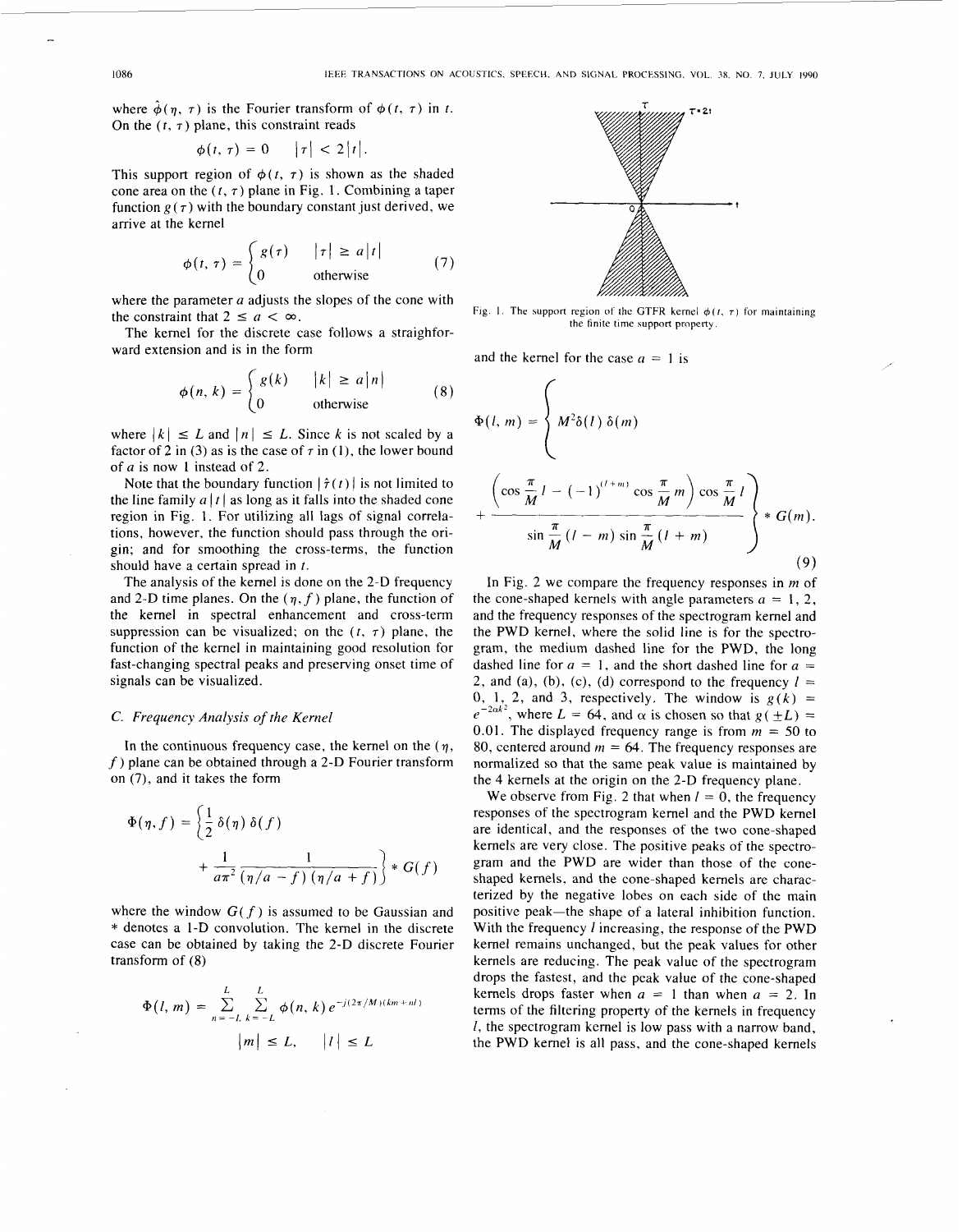where $\hat{\phi}(\eta, \tau)$ is the Fourier transform of $\phi(t, \tau)$ in $t$. On the $(t, \tau)$ plane, this constraint reads

$$\phi(t, \tau) = 0 \qquad |\tau| < 2|t|.$$

This support region of $\phi(t, \tau)$ is shown as the shaded cone area on the $(t, \tau)$ plane in Fig. 1. Combining a taper function $g(\tau)$ with the boundary constant just derived, we arrive at the kernel

$$\phi(t, \tau) = \begin{cases} g(\tau) & |\tau| \geq a|t| \\ 0 & \text{otherwise} \end{cases} \tag{7}$$

where the parameter $a$ adjusts the slopes of the cone with the constraint that $2 \leq a < \infty$.

The kernel for the discrete case follows a straighforward extension and is in the form

$$\phi(n, k) = \begin{cases} g(k) & |k| \geq a|n| \\ 0 & \text{otherwise} \end{cases} \tag{8}$$

where $|k| \leq L$ and $|n| \leq L$. Since $k$ is not scaled by a factor of 2 in (3) as is the case of $\tau$ in (1), the lower bound of $a$ is now 1 instead of 2.

Note that the boundary function $|\hat{\tau}(t)|$ is not limited to the line family $a|t|$ as long as it falls into the shaded cone region in Fig. 1. For utilizing all lags of signal correlations, however, the function should pass through the origin; and for smoothing the cross-terms, the function should have a certain spread in $t$.

The analysis of the kernel is done on the 2-D frequency and 2-D time planes. On the $(\eta, f)$ plane, the function of the kernel in spectral enhancement and cross-term suppression can be visualized; on the $(t, \tau)$ plane, the function of the kernel in maintaining good resolution for fast-changing spectral peaks and preserving onset time of signals can be visualized.

### C. Frequency Analysis of the Kernel

In the continuous frequency case, the kernel on the $(\eta, f)$ plane can be obtained through a 2-D Fourier transform on (7), and it takes the form

$$\Phi(\eta, f) = \left\{ \frac{1}{2}\delta(\eta)\,\delta(f) + \frac{1}{a\pi^2}\frac{1}{(\eta/a - f)(\eta/a + f)} \right\} * G(f)$$

where the window $G(f)$ is assumed to be Gaussian and $*$ denotes a 1-D convolution. The kernel in the discrete case can be obtained by taking the 2-D discrete Fourier transform of (8)

$$\Phi(l, m) = \sum_{n=-L}^{L} \sum_{k=-L}^{L} \phi(n, k)\, e^{-j(2\pi/M)(km + nl)}$$
$$|m| \leq L, \qquad |l| \leq L$$

Fig. 1. The support region of the GTFR kernel $\phi(t, \tau)$ for maintaining the finite time support property.

and the kernel for the case $a = 1$ is

$$\Phi(l, m) = \left\{ M^2\delta(l)\,\delta(m) + \frac{\left(\cos\frac{\pi}{M}l - (-1)^{(l+m)}\cos\frac{\pi}{M}m\right)\cos\frac{\pi}{M}l}{\sin\frac{\pi}{M}(l - m)\sin\frac{\pi}{M}(l + m)} \right\} * G(m). \tag{9}$$

In Fig. 2 we compare the frequency responses in $m$ of the cone-shaped kernels with angle parameters $a = 1, 2$, and the frequency responses of the spectrogram kernel and the PWD kernel, where the solid line is for the spectrogram, the medium dashed line for the PWD, the long dashed line for $a = 1$, and the short dashed line for $a = 2$, and (a), (b), (c), (d) correspond to the frequency $l = 0, 1, 2$, and 3, respectively. The window is $g(k) = e^{-2\alpha k^2}$, where $L = 64$, and $\alpha$ is chosen so that $g(\pm L) = 0.01$. The displayed frequency range is from $m = 50$ to 80, centered around $m = 64$. The frequency responses are normalized so that the same peak value is maintained by the 4 kernels at the origin on the 2-D frequency plane.

We observe from Fig. 2 that when $l = 0$, the frequency responses of the spectrogram kernel and the PWD kernel are identical, and the responses of the two cone-shaped kernels are very close. The positive peaks of the spectrogram and the PWD are wider than those of the cone-shaped kernels, and the cone-shaped kernels are characterized by the negative lobes on each side of the main positive peak—the shape of a lateral inhibition function. With the frequency $l$ increasing, the response of the PWD kernel remains unchanged, but the peak values for other kernels are reducing. The peak value of the spectrogram drops the fastest, and the peak value of the cone-shaped kernels drops faster when $a = 1$ than when $a = 2$. In terms of the filtering property of the kernels in frequency $l$, the spectrogram kernel is low pass with a narrow band, the PWD kernel is all pass, and the cone-shaped kernels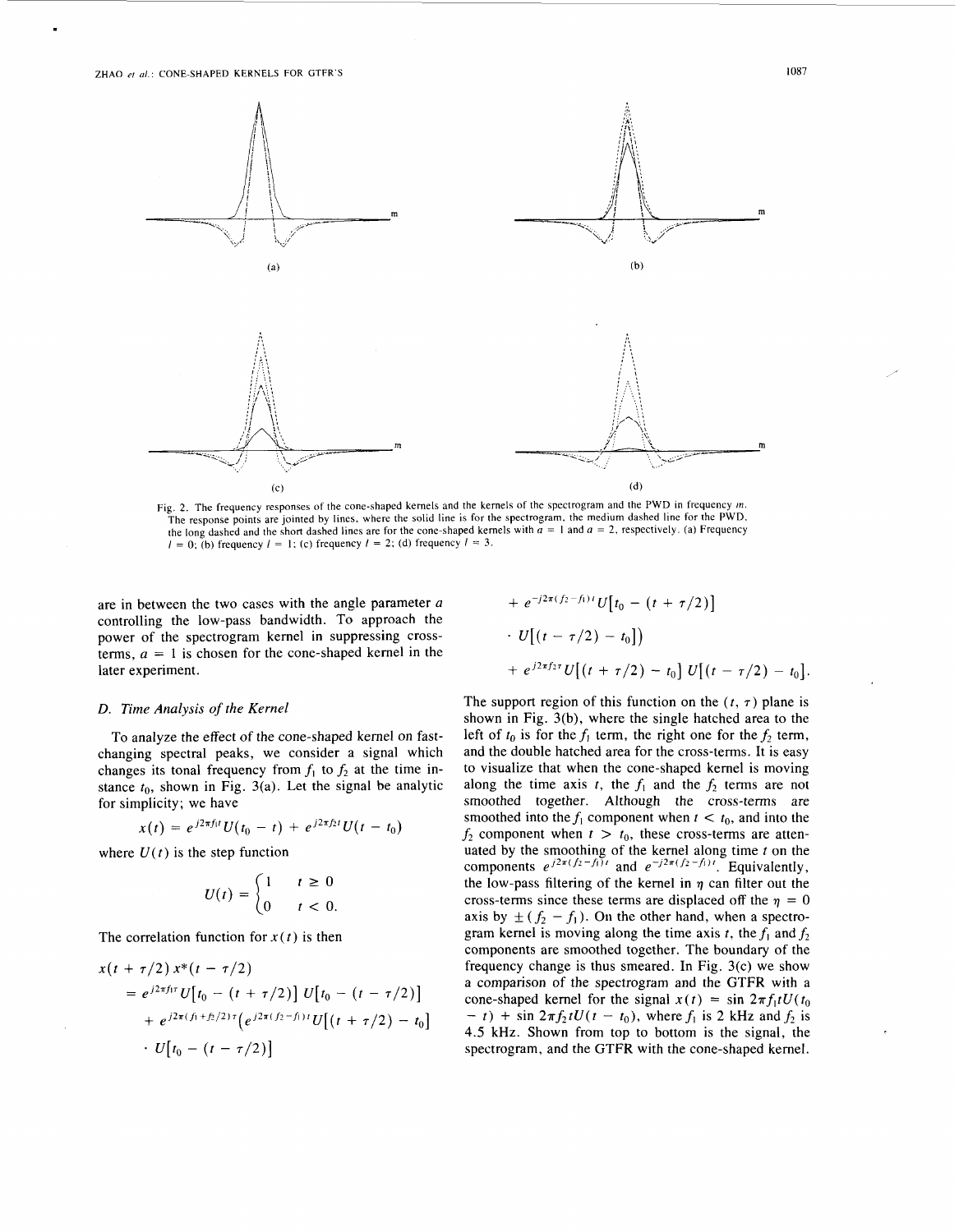Fig. 2. The frequency responses of the cone-shaped kernels and the kernels of the spectrogram and the PWD in frequency $m$. The response points are jointed by lines, where the solid line is for the spectrogram, the medium dashed line for the PWD, the long dashed and the short dashed lines are for the cone-shaped kernels with $a = 1$ and $a = 2$, respectively. (a) Frequency $l = 0$; (b) frequency $l = 1$; (c) frequency $l = 2$; (d) frequency $l = 3$.

are in between the two cases with the angle parameter $a$ controlling the low-pass bandwidth. To approach the power of the spectrogram kernel in suppressing cross-terms, $a = 1$ is chosen for the cone-shaped kernel in the later experiment.

### D. Time Analysis of the Kernel

To analyze the effect of the cone-shaped kernel on fast-changing spectral peaks, we consider a signal which changes its tonal frequency from $f_1$ to $f_2$ at the time instance $t_0$, shown in Fig. 3(a). Let the signal be analytic for simplicity; we have

$$x(t) = e^{j2\pi f_1 t} U(t_0 - t) + e^{j2\pi f_2 t} U(t - t_0)$$

where $U(t)$ is the step function

$$U(t) = \begin{cases} 1 & t \geq 0 \\ 0 & t < 0. \end{cases}$$

The correlation function for $x(t)$ is then

$$\begin{aligned}
x(t + \tau/2)\, x^*(t - \tau/2) &= e^{j2\pi f_1 \tau} U[t_0 - (t + \tau/2)]\, U[t_0 - (t - \tau/2)] \\
&\quad + e^{j2\pi (f_1 + f_2/2)\tau} \big( e^{j2\pi (f_2 - f_1)t} U[(t + \tau/2) - t_0] \\
&\quad \cdot U[t_0 - (t - \tau/2)] \\
&\quad + e^{-j2\pi (f_2 - f_1)t} U[t_0 - (t + \tau/2)] \\
&\quad \cdot U[(t - \tau/2) - t_0] \big) \\
&\quad + e^{j2\pi f_2 \tau} U[(t + \tau/2) - t_0]\, U[(t - \tau/2) - t_0].
\end{aligned}$$

The support region of this function on the $(t, \tau)$ plane is shown in Fig. 3(b), where the single hatched area to the left of $t_0$ is for the $f_1$ term, the right one for the $f_2$ term, and the double hatched area for the cross-terms. It is easy to visualize that when the cone-shaped kernel is moving along the time axis $t$, the $f_1$ and the $f_2$ terms are not smoothed together. Although the cross-terms are smoothed into the $f_1$ component when $t < t_0$, and into the $f_2$ component when $t > t_0$, these cross-terms are attenuated by the smoothing of the kernel along time $t$ on the components $e^{j2\pi(f_2 - f_1)t}$ and $e^{-j2\pi(f_2 - f_1)t}$. Equivalently, the low-pass filtering of the kernel in $\eta$ can filter out the cross-terms since these terms are displaced off the $\eta = 0$ axis by $\pm(f_2 - f_1)$. On the other hand, when a spectrogram kernel is moving along the time axis $t$, the $f_1$ and $f_2$ components are smoothed together. The boundary of the frequency change is thus smeared. In Fig. 3(c) we show a comparison of the spectrogram and the GTFR with a cone-shaped kernel for the signal $x(t) = \sin 2\pi f_1 t U(t_0 - t) + \sin 2\pi f_2 t U(t - t_0)$, where $f_1$ is 2 kHz and $f_2$ is 4.5 kHz. Shown from top to bottom is the signal, the spectrogram, and the GTFR with the cone-shaped kernel.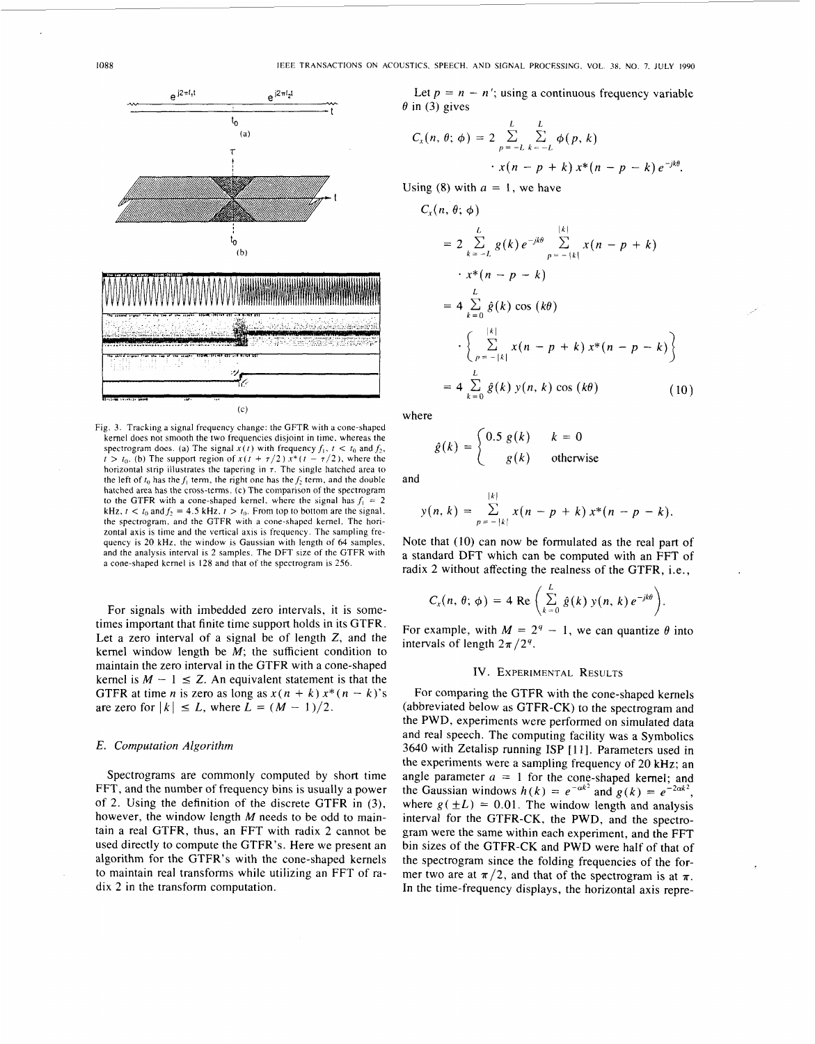Fig. 3. Tracking a signal frequency change: the GFTR with a cone-shaped kernel does not smooth the two frequencies disjoint in time, whereas the spectrogram does. (a) The signal $x(t)$ with frequency $f_1$, $t < t_0$ and $f_2$, $t > t_0$. (b) The support region of $x(t + \tau/2)x^*(t - \tau/2)$, where the horizontal strip illustrates the tapering in $\tau$. The single hatched area to the left of $t_0$ has the $f_1$ term, the right one has the $f_2$ term, and the double hatched area has the cross-terms. (c) The comparison of the spectrogram to the GTFR with a cone-shaped kernel, where the signal has $f_1 = 2$ kHz, $t < t_0$ and $f_2 = 4.5$ kHz, $t > t_0$. From top to bottom are the signal, the spectrogram, and the GTFR with a cone-shaped kernel. The horizontal axis is time and the vertical axis is frequency. The sampling frequency is 20 kHz, the window is Gaussian with length of 64 samples, and the analysis interval is 2 samples. The DFT size of the GTFR with a cone-shaped kernel is 128 and that of the spectrogram is 256.

For signals with imbedded zero intervals, it is sometimes important that finite time support holds in its GTFR. Let a zero interval of a signal be of length $Z$, and the kernel window length be $M$; the sufficient condition to maintain the zero interval in the GTFR with a cone-shaped kernel is $M - 1 \leq Z$. An equivalent statement is that the GTFR at time $n$ is zero as long as $x(n + k)x^*(n - k)$'s are zero for $|k| \leq L$, where $L = (M - 1)/2$.

### E. Computation Algorithm

Spectrograms are commonly computed by short time FFT, and the number of frequency bins is usually a power of 2. Using the definition of the discrete GTFR in (3), however, the window length $M$ needs to be odd to maintain a real GTFR, thus, an FFT with radix 2 cannot be used directly to compute the GTFR's. Here we present an algorithm for the GTFR's with the cone-shaped kernels to maintain real transforms while utilizing an FFT of radix 2 in the transform computation.

Let $p = n - n'$; using a continuous frequency variable $\theta$ in (3) gives

$$C_x(n, \theta; \phi) = 2 \sum_{p=-L}^{L} \sum_{k=-L}^{L} \phi(p, k) \cdot x(n - p + k)x^*(n - p - k)e^{-jk\theta}.$$

Using (8) with $a = 1$, we have

$$\begin{aligned} C_x(n, \theta; \phi) &= 2 \sum_{k=-L}^{L} g(k)e^{-jk\theta} \sum_{p=-|k|}^{|k|} x(n - p + k) \cdot x^*(n - p - k) \\ &= 4 \sum_{k=0}^{L} \hat{g}(k)\cos(k\theta) \cdot \left\{ \sum_{p=-|k|}^{|k|} x(n - p + k)x^*(n - p - k) \right\} \\ &= 4 \sum_{k=0}^{L} \hat{g}(k)y(n, k)\cos(k\theta) \qquad (10) \end{aligned}$$

where

$$\hat{g}(k) = \begin{cases} 0.5\, g(k) & k = 0 \\ g(k) & \text{otherwise} \end{cases}$$

and

$$y(n, k) = \sum_{p=-|k|}^{|k|} x(n - p + k)x^*(n - p - k).$$

Note that (10) can now be formulated as the real part of a standard DFT which can be computed with an FFT of radix 2 without affecting the realness of the GTFR, i.e.,

$$C_x(n, \theta; \phi) = 4\,\text{Re}\left(\sum_{k=0}^{L} \hat{g}(k)y(n, k)e^{-jk\theta}\right).$$

For example, with $M = 2^q - 1$, we can quantize $\theta$ into intervals of length $2\pi/2^q$.

## IV. Experimental Results

For comparing the GTFR with the cone-shaped kernels (abbreviated below as GTFR-CK) to the spectrogram and the PWD, experiments were performed on simulated data and real speech. The computing facility was a Symbolics 3640 with Zetalisp running ISP [11]. Parameters used in the experiments were a sampling frequency of 20 kHz; an angle parameter $a = 1$ for the cone-shaped kernel; and the Gaussian windows $h(k) = e^{-\alpha k^2}$ and $g(k) = e^{-2\alpha k^2}$, where $g(\pm L) = 0.01$. The window length and analysis interval for the GTFR-CK, the PWD, and the spectrogram were the same within each experiment, and the FFT bin sizes of the GTFR-CK and PWD were half of that of the spectrogram since the folding frequencies of the former two are at $\pi/2$, and that of the spectrogram is at $\pi$. In the time-frequency displays, the horizontal axis repre-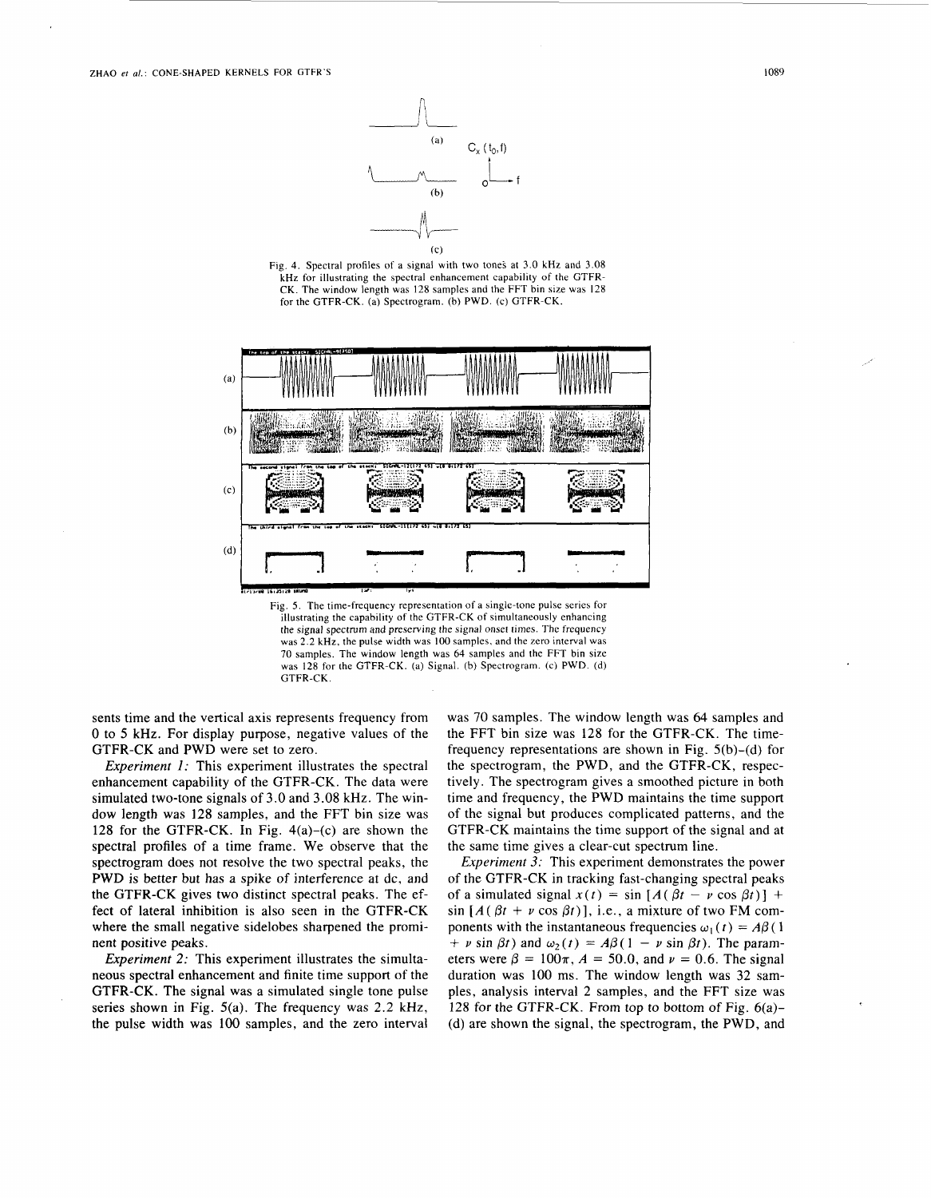Fig. 4. Spectral profiles of a signal with two tones at 3.0 kHz and 3.08 kHz for illustrating the spectral enhancement capability of the GTFR-CK. The window length was 128 samples and the FFT bin size was 128 for the GTFR-CK. (a) Spectrogram. (b) PWD. (c) GTFR-CK.

Fig. 5. The time-frequency representation of a single-tone pulse series for illustrating the capability of the GTFR-CK of simultaneously enhancing the signal spectrum and preserving the signal onset times. The frequency was 2.2 kHz, the pulse width was 100 samples, and the zero interval was 70 samples. The window length was 64 samples and the FFT bin size was 128 for the GTFR-CK. (a) Signal. (b) Spectrogram. (c) PWD. (d) GTFR-CK.

sents time and the vertical axis represents frequency from 0 to 5 kHz. For display purpose, negative values of the GTFR-CK and PWD were set to zero.

*Experiment 1:* This experiment illustrates the spectral enhancement capability of the GTFR-CK. The data were simulated two-tone signals of 3.0 and 3.08 kHz. The window length was 128 samples, and the FFT bin size was 128 for the GTFR-CK. In Fig. 4(a)–(c) are shown the spectral profiles of a time frame. We observe that the spectrogram does not resolve the two spectral peaks, the PWD is better but has a spike of interference at dc, and the GTFR-CK gives two distinct spectral peaks. The effect of lateral inhibition is also seen in the GTFR-CK where the small negative sidelobes sharpened the prominent positive peaks.

*Experiment 2:* This experiment illustrates the simultaneous spectral enhancement and finite time support of the GTFR-CK. The signal was a simulated single tone pulse series shown in Fig. 5(a). The frequency was 2.2 kHz, the pulse width was 100 samples, and the zero interval was 70 samples. The window length was 64 samples and the FFT bin size was 128 for the GTFR-CK. The time-frequency representations are shown in Fig. 5(b)–(d) for the spectrogram, the PWD, and the GTFR-CK, respectively. The spectrogram gives a smoothed picture in both time and frequency, the PWD maintains the time support of the signal but produces complicated patterns, and the GTFR-CK maintains the time support of the signal and at the same time gives a clear-cut spectrum line.

*Experiment 3:* This experiment demonstrates the power of the GTFR-CK in tracking fast-changing spectral peaks of a simulated signal $x(t) = \sin[A(\beta t - \nu \cos \beta t)] + \sin[A(\beta t + \nu \cos \beta t)]$, i.e., a mixture of two FM components with the instantaneous frequencies $\omega_1(t) = A\beta(1 + \nu \sin \beta t)$ and $\omega_2(t) = A\beta(1 - \nu \sin \beta t)$. The parameters were $\beta = 100\pi$, $A = 50.0$, and $\nu = 0.6$. The signal duration was 100 ms. The window length was 32 samples, analysis interval 2 samples, and the FFT size was 128 for the GTFR-CK. From top to bottom of Fig. 6(a)–(d) are shown the signal, the spectrogram, the PWD, and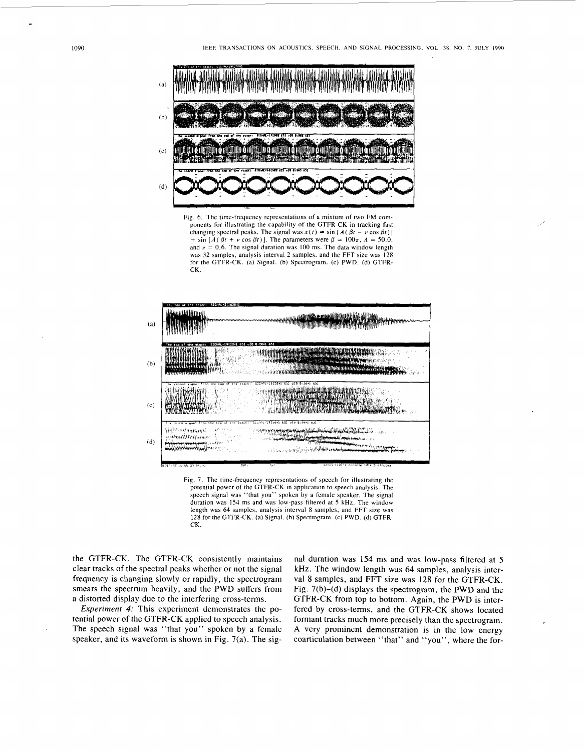Fig. 6. The time-frequency representations of a mixture of two FM components for illustrating the capability of the GTFR-CK in tracking fast changing spectral peaks. The signal was $x(t) = \sin[A(\beta t - \nu \cos \beta t)] + \sin[A(\beta t + \nu \cos \beta t)]$. The parameters were $\beta = 100\pi$, $A = 50.0$, and $\nu = 0.6$. The signal duration was 100 ms. The data window length was 32 samples, analysis interval 2 samples, and the FFT size was 128 for the GTFR-CK. (a) Signal. (b) Spectrogram. (c) PWD. (d) GTFR-CK.

Fig. 7. The time-frequency representations of speech for illustrating the potential power of the GTFR-CK in application to speech analysis. The speech signal was "that you" spoken by a female speaker. The signal duration was 154 ms and was low-pass filtered at 5 kHz. The window length was 64 samples, analysis interval 8 samples, and FFT size was 128 for the GTFR-CK. (a) Signal. (b) Spectrogram. (c) PWD. (d) GTFR-CK.

the GTFR-CK. The GTFR-CK consistently maintains clear tracks of the spectral peaks whether or not the signal frequency is changing slowly or rapidly, the spectrogram smears the spectrum heavily, and the PWD suffers from a distorted display due to the interfering cross-terms.

*Experiment 4:* This experiment demonstrates the potential power of the GTFR-CK applied to speech analysis. The speech signal was "that you" spoken by a female speaker, and its waveform is shown in Fig. 7(a). The signal duration was 154 ms and was low-pass filtered at 5 kHz. The window length was 64 samples, analysis interval 8 samples, and FFT size was 128 for the GTFR-CK. Fig. 7(b)–(d) displays the spectrogram, the PWD and the GTFR-CK from top to bottom. Again, the PWD is interfered by cross-terms, and the GTFR-CK shows located formant tracks much more precisely than the spectrogram. A very prominent demonstration is in the low energy coarticulation between "that" and "you", where the for-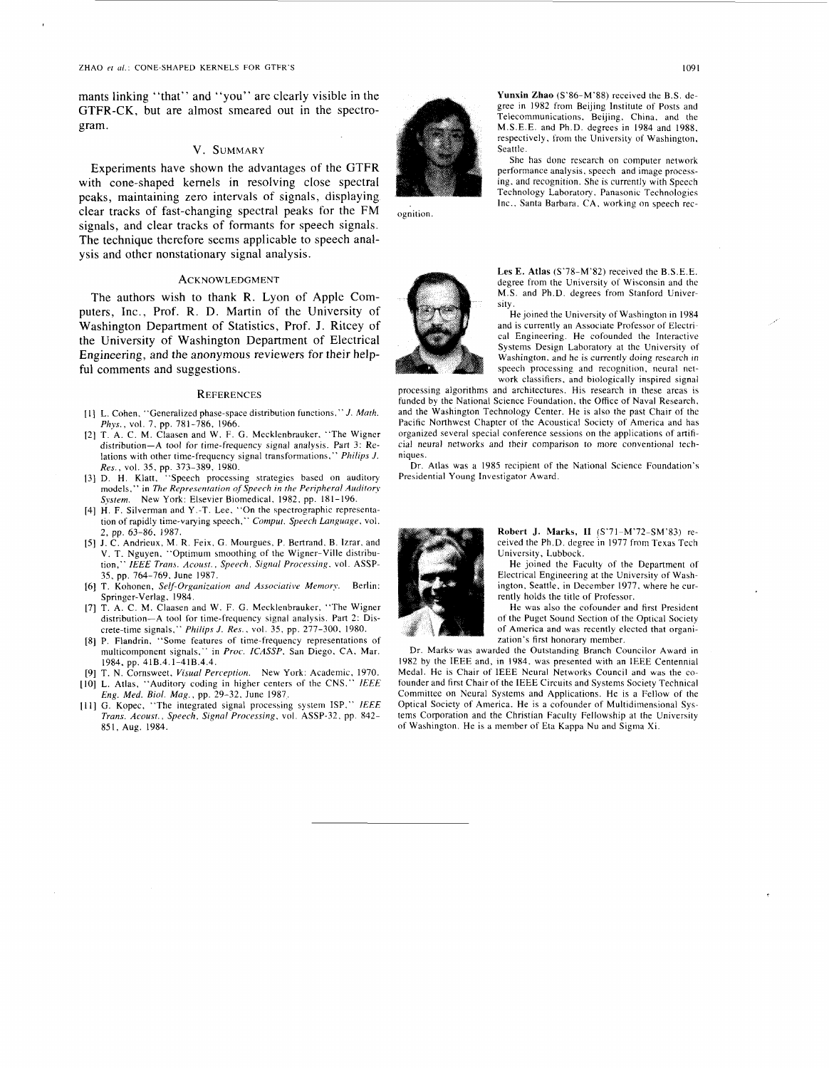mants linking "that" and "you" are clearly visible in the GTFR-CK, but are almost smeared out in the spectrogram.

## V. Summary

Experiments have shown the advantages of the GTFR with cone-shaped kernels in resolving close spectral peaks, maintaining zero intervals of signals, displaying clear tracks of fast-changing spectral peaks for the FM signals, and clear tracks of formants for speech signals. The technique therefore seems applicable to speech analysis and other nonstationary signal analysis.

## Acknowledgment

The authors wish to thank R. Lyon of Apple Computers, Inc., Prof. R. D. Martin of the University of Washington Department of Statistics, Prof. J. Ritcey of the University of Washington Department of Electrical Engineering, and the anonymous reviewers for their helpful comments and suggestions.

## References

[1] L. Cohen, "Generalized phase-space distribution functions," *J. Math. Phys.*, vol. 7, pp. 781–786, 1966.

[2] T. A. C. M. Claasen and W. F. G. Mecklenbrauker, "The Wigner distribution—A tool for time-frequency signal analysis. Part 3: Relations with other time-frequency signal transformations," *Philips J. Res.*, vol. 35, pp. 373–389, 1980.

[3] D. H. Klatt, "Speech processing strategies based on auditory models," in *The Representation of Speech in the Peripheral Auditory System*. New York: Elsevier Biomedical, 1982, pp. 181–196.

[4] H. F. Silverman and Y.-T. Lee, "On the spectrographic representation of rapidly time-varying speech," *Comput. Speech Language*, vol. 2, pp. 63–86, 1987.

[5] J. C. Andrieux, M. R. Feix, G. Mourgues, P. Bertrand, B. Izrar, and V. T. Nguyen, "Optimum smoothing of the Wigner-Ville distribution," *IEEE Trans. Acoust., Speech, Signal Processing*, vol. ASSP-35, pp. 764–769, June 1987.

[6] T. Kohonen, *Self-Organization and Associative Memory*. Berlin: Springer-Verlag, 1984.

[7] T. A. C. M. Claasen and W. F. G. Mecklenbrauker, "The Wigner distribution—A tool for time-frequency signal analysis. Part 2: Discrete-time signals," *Philips J. Res.*, vol. 35, pp. 277–300, 1980.

[8] P. Flandrin, "Some features of time-frequency representations of multicomponent signals," in *Proc. ICASSP*, San Diego, CA, Mar. 1984, pp. 41B.4.1–41B.4.4.

[9] T. N. Cornsweet, *Visual Perception*. New York: Academic, 1970.

[10] L. Atlas, "Auditory coding in higher centers of the CNS," *IEEE Eng. Med. Biol. Mag.*, pp. 29–32, June 1987.

[11] G. Kopec, "The integrated signal processing system ISP," *IEEE Trans. Acoust., Speech, Signal Processing*, vol. ASSP-32, pp. 842–851, Aug. 1984.

**Yunxin Zhao** (S'86–M'88) received the B.S. degree in 1982 from Beijing Institute of Posts and Telecommunications, Beijing, China, and the M.S.E.E. and Ph.D. degrees in 1984 and 1988, respectively, from the University of Washington, Seattle.

She has done research on computer network performance analysis, speech and image processing, and recognition. She is currently with Speech Technology Laboratory, Panasonic Technologies Inc., Santa Barbara, CA, working on speech recognition.

**Les E. Atlas** (S'78–M'82) received the B.S.E.E. degree from the University of Wisconsin and the M.S. and Ph.D. degrees from Stanford University.

He joined the University of Washington in 1984 and is currently an Associate Professor of Electrical Engineering. He cofounded the Interactive Systems Design Laboratory at the University of Washington, and he is currently doing research in speech processing and recognition, neural network classifiers, and biologically inspired signal processing algorithms and architectures. His research in these areas is funded by the National Science Foundation, the Office of Naval Research, and the Washington Technology Center. He is also the past Chair of the Pacific Northwest Chapter of the Acoustical Society of America and has organized several special conference sessions on the applications of artificial neural networks and their comparison to more conventional techniques.

Dr. Atlas was a 1985 recipient of the National Science Foundation's Presidential Young Investigator Award.

**Robert J. Marks, II** (S'71–M'72–SM'83) received the Ph.D. degree in 1977 from Texas Tech University, Lubbock.

He joined the Faculty of the Department of Electrical Engineering at the University of Washington, Seattle, in December 1977, where he currently holds the title of Professor.

He was also the cofounder and first President of the Puget Sound Section of the Optical Society of America and was recently elected that organization's first honorary member.

Dr. Marks was awarded the Outstanding Branch Councilor Award in 1982 by the IEEE and, in 1984, was presented with an IEEE Centennial Medal. He is Chair of IEEE Neural Networks Council and was the cofounder and first Chair of the IEEE Circuits and Systems Society Technical Committee on Neural Systems and Applications. He is a Fellow of the Optical Society of America. He is a cofounder of Multidimensional Systems Corporation and the Christian Faculty Fellowship at the University of Washington. He is a member of Eta Kappa Nu and Sigma Xi.